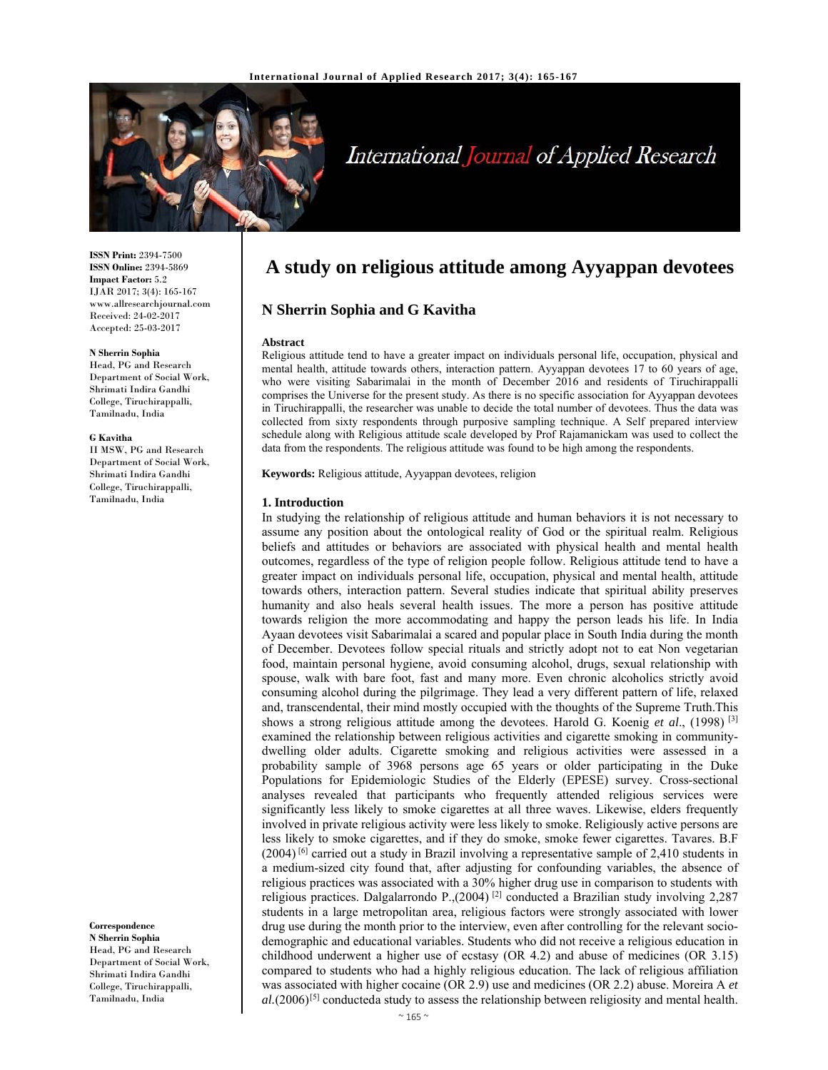# A study on religious attitude among Ayyappan devotees

**N Sherrin Sophia and G Kavitha**

ISSN Print: 2394-7500
ISSN Online: 2394-5869
Impact Factor: 5.2
IJAR 2017; 3(4): 165-167
www.allresearchjournal.com
Received: 24-02-2017
Accepted: 25-03-2017

**N Sherrin Sophia**
Head, PG and Research Department of Social Work, Shrimati Indira Gandhi College, Tiruchirappalli, Tamilnadu, India

**G Kavitha**
II MSW, PG and Research Department of Social Work, Shrimati Indira Gandhi College, Tiruchirappalli, Tamilnadu, India

**Correspondence**
**N Sherrin Sophia**
Head, PG and Research Department of Social Work, Shrimati Indira Gandhi College, Tiruchirappalli, Tamilnadu, India

### Abstract

Religious attitude tend to have a greater impact on individuals personal life, occupation, physical and mental health, attitude towards others, interaction pattern. Ayyappan devotees 17 to 60 years of age, who were visiting Sabarimalai in the month of December 2016 and residents of Tiruchirappalli comprises the Universe for the present study. As there is no specific association for Ayyappan devotees in Tiruchirappalli, the researcher was unable to decide the total number of devotees. Thus the data was collected from sixty respondents through purposive sampling technique. A Self prepared interview schedule along with Religious attitude scale developed by Prof Rajamanickam was used to collect the data from the respondents. The religious attitude was found to be high among the respondents.

**Keywords:** Religious attitude, Ayyappan devotees, religion

## 1. Introduction

In studying the relationship of religious attitude and human behaviors it is not necessary to assume any position about the ontological reality of God or the spiritual realm. Religious beliefs and attitudes or behaviors are associated with physical health and mental health outcomes, regardless of the type of religion people follow. Religious attitude tend to have a greater impact on individuals personal life, occupation, physical and mental health, attitude towards others, interaction pattern. Several studies indicate that spiritual ability preserves humanity and also heals several health issues. The more a person has positive attitude towards religion the more accommodating and happy the person leads his life. In India Ayaan devotees visit Sabarimalai a scared and popular place in South India during the month of December. Devotees follow special rituals and strictly adopt not to eat Non vegetarian food, maintain personal hygiene, avoid consuming alcohol, drugs, sexual relationship with spouse, walk with bare foot, fast and many more. Even chronic alcoholics strictly avoid consuming alcohol during the pilgrimage. They lead a very different pattern of life, relaxed and, transcendental, their mind mostly occupied with the thoughts of the Supreme Truth.This shows a strong religious attitude among the devotees. Harold G. Koenig *et al*., (1998) [3] examined the relationship between religious activities and cigarette smoking in community-dwelling older adults. Cigarette smoking and religious activities were assessed in a probability sample of 3968 persons age 65 years or older participating in the Duke Populations for Epidemiologic Studies of the Elderly (EPESE) survey. Cross-sectional analyses revealed that participants who frequently attended religious services were significantly less likely to smoke cigarettes at all three waves. Likewise, elders frequently involved in private religious activity were less likely to smoke. Religiously active persons are less likely to smoke cigarettes, and if they do smoke, smoke fewer cigarettes. Tavares. B.F (2004) [6] carried out a study in Brazil involving a representative sample of 2,410 students in a medium-sized city found that, after adjusting for confounding variables, the absence of religious practices was associated with a 30% higher drug use in comparison to students with religious practices. Dalgalarrondo P.,(2004) [2] conducted a Brazilian study involving 2,287 students in a large metropolitan area, religious factors were strongly associated with lower drug use during the month prior to the interview, even after controlling for the relevant socio-demographic and educational variables. Students who did not receive a religious education in childhood underwent a higher use of ecstasy (OR 4.2) and abuse of medicines (OR 3.15) compared to students who had a highly religious education. The lack of religious affiliation was associated with higher cocaine (OR 2.9) use and medicines (OR 2.2) abuse. Moreira A *et al.*(2006)[5] conducteda study to assess the relationship between religiosity and mental health.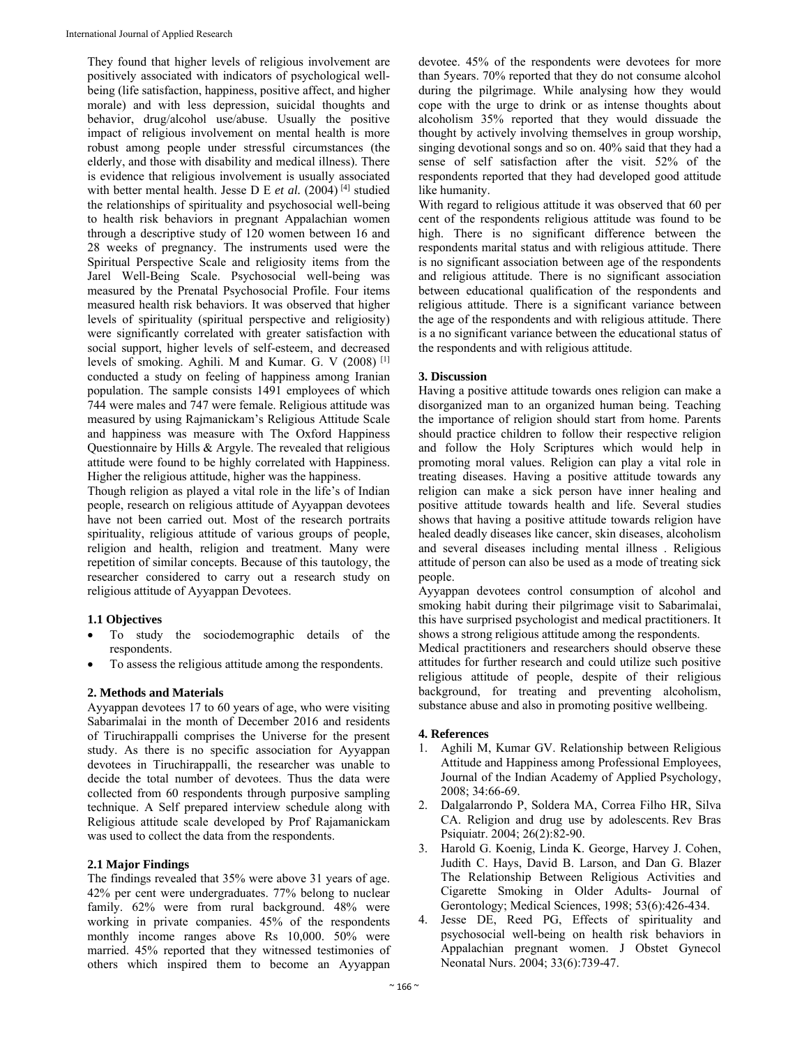They found that higher levels of religious involvement are positively associated with indicators of psychological well-being (life satisfaction, happiness, positive affect, and higher morale) and with less depression, suicidal thoughts and behavior, drug/alcohol use/abuse. Usually the positive impact of religious involvement on mental health is more robust among people under stressful circumstances (the elderly, and those with disability and medical illness). There is evidence that religious involvement is usually associated with better mental health. Jesse D E *et al.* (2004) [4] studied the relationships of spirituality and psychosocial well-being to health risk behaviors in pregnant Appalachian women through a descriptive study of 120 women between 16 and 28 weeks of pregnancy. The instruments used were the Spiritual Perspective Scale and religiosity items from the Jarel Well-Being Scale. Psychosocial well-being was measured by the Prenatal Psychosocial Profile. Four items measured health risk behaviors. It was observed that higher levels of spirituality (spiritual perspective and religiosity) were significantly correlated with greater satisfaction with social support, higher levels of self-esteem, and decreased levels of smoking. Aghili. M and Kumar. G. V (2008) [1] conducted a study on feeling of happiness among Iranian population. The sample consists 1491 employees of which 744 were males and 747 were female. Religious attitude was measured by using Rajmanickam's Religious Attitude Scale and happiness was measure with The Oxford Happiness Questionnaire by Hills & Argyle. The revealed that religious attitude were found to be highly correlated with Happiness. Higher the religious attitude, higher was the happiness.

Though religion as played a vital role in the life's of Indian people, research on religious attitude of Ayyappan devotees have not been carried out. Most of the research portraits spirituality, religious attitude of various groups of people, religion and health, religion and treatment. Many were repetition of similar concepts. Because of this tautology, the researcher considered to carry out a research study on religious attitude of Ayyappan Devotees.

### 1.1 Objectives

- To study the sociodemographic details of the respondents.
- To assess the religious attitude among the respondents.

## 2. Methods and Materials

Ayyappan devotees 17 to 60 years of age, who were visiting Sabarimalai in the month of December 2016 and residents of Tiruchirappalli comprises the Universe for the present study. As there is no specific association for Ayyappan devotees in Tiruchirappalli, the researcher was unable to decide the total number of devotees. Thus the data were collected from 60 respondents through purposive sampling technique. A Self prepared interview schedule along with Religious attitude scale developed by Prof Rajamanickam was used to collect the data from the respondents.

### 2.1 Major Findings

The findings revealed that 35% were above 31 years of age. 42% per cent were undergraduates. 77% belong to nuclear family. 62% were from rural background. 48% were working in private companies. 45% of the respondents monthly income ranges above Rs 10,000. 50% were married. 45% reported that they witnessed testimonies of others which inspired them to become an Ayyappan devotee. 45% of the respondents were devotees for more than 5years. 70% reported that they do not consume alcohol during the pilgrimage. While analysing how they would cope with the urge to drink or as intense thoughts about alcoholism 35% reported that they would dissuade the thought by actively involving themselves in group worship, singing devotional songs and so on. 40% said that they had a sense of self satisfaction after the visit. 52% of the respondents reported that they had developed good attitude like humanity.

With regard to religious attitude it was observed that 60 per cent of the respondents religious attitude was found to be high. There is no significant difference between the respondents marital status and with religious attitude. There is no significant association between age of the respondents and religious attitude. There is no significant association between educational qualification of the respondents and religious attitude. There is a significant variance between the age of the respondents and with religious attitude. There is a no significant variance between the educational status of the respondents and with religious attitude.

## 3. Discussion

Having a positive attitude towards ones religion can make a disorganized man to an organized human being. Teaching the importance of religion should start from home. Parents should practice children to follow their respective religion and follow the Holy Scriptures which would help in promoting moral values. Religion can play a vital role in treating diseases. Having a positive attitude towards any religion can make a sick person have inner healing and positive attitude towards health and life. Several studies shows that having a positive attitude towards religion have healed deadly diseases like cancer, skin diseases, alcoholism and several diseases including mental illness . Religious attitude of person can also be used as a mode of treating sick people.

Ayyappan devotees control consumption of alcohol and smoking habit during their pilgrimage visit to Sabarimalai, this have surprised psychologist and medical practitioners. It shows a strong religious attitude among the respondents.

Medical practitioners and researchers should observe these attitudes for further research and could utilize such positive religious attitude of people, despite of their religious background, for treating and preventing alcoholism, substance abuse and also in promoting positive wellbeing.

## 4. References

1. Aghili M, Kumar GV. Relationship between Religious Attitude and Happiness among Professional Employees, Journal of the Indian Academy of Applied Psychology, 2008; 34:66-69.
2. Dalgalarrondo P, Soldera MA, Correa Filho HR, Silva CA. Religion and drug use by adolescents. Rev Bras Psiquiatr. 2004; 26(2):82-90.
3. Harold G. Koenig, Linda K. George, Harvey J. Cohen, Judith C. Hays, David B. Larson, and Dan G. Blazer The Relationship Between Religious Activities and Cigarette Smoking in Older Adults- Journal of Gerontology; Medical Sciences, 1998; 53(6):426-434.
4. Jesse DE, Reed PG, Effects of spirituality and psychosocial well-being on health risk behaviors in Appalachian pregnant women. J Obstet Gynecol Neonatal Nurs. 2004; 33(6):739-47.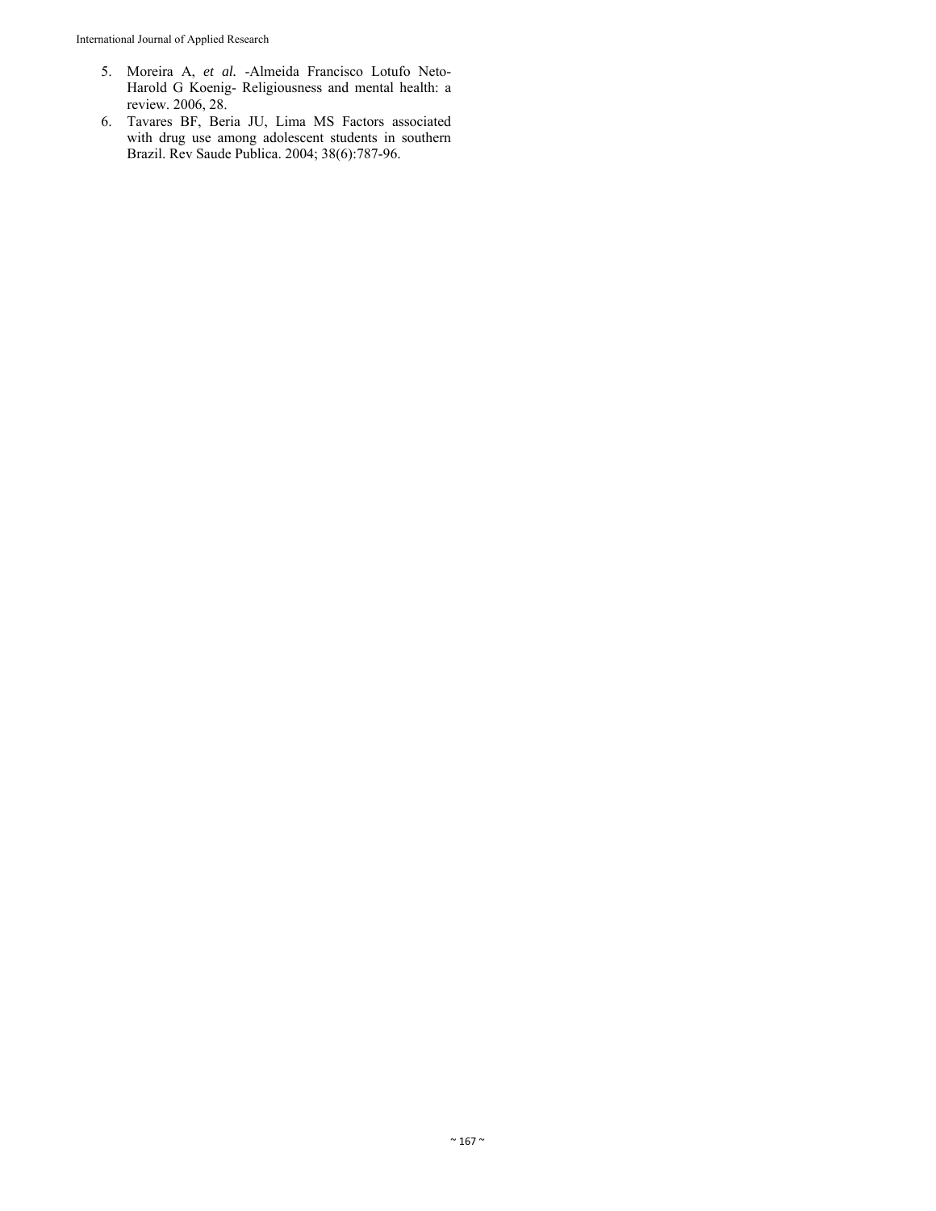5. Moreira A, *et al.* -Almeida Francisco Lotufo Neto-Harold G Koenig- Religiousness and mental health: a review. 2006, 28.
6. Tavares BF, Beria JU, Lima MS Factors associated with drug use among adolescent students in southern Brazil. Rev Saude Publica. 2004; 38(6):787-96.